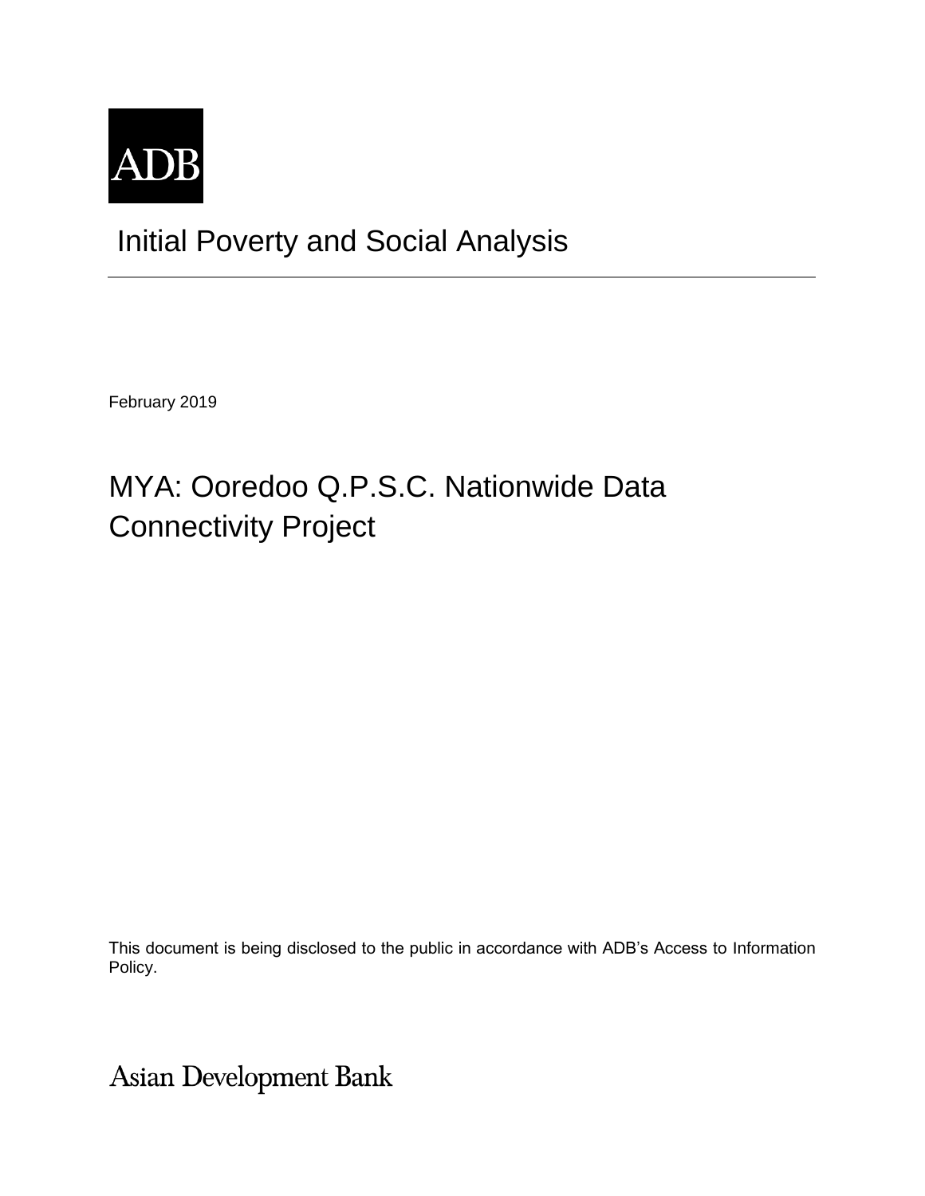ADB

# Initial Poverty and Social Analysis

February 2019

## MYA: Ooredoo Q.P.S.C. Nationwide Data Connectivity Project

This document is being disclosed to the public in accordance with ADB's Access to Information Policy.

Asian Development Bank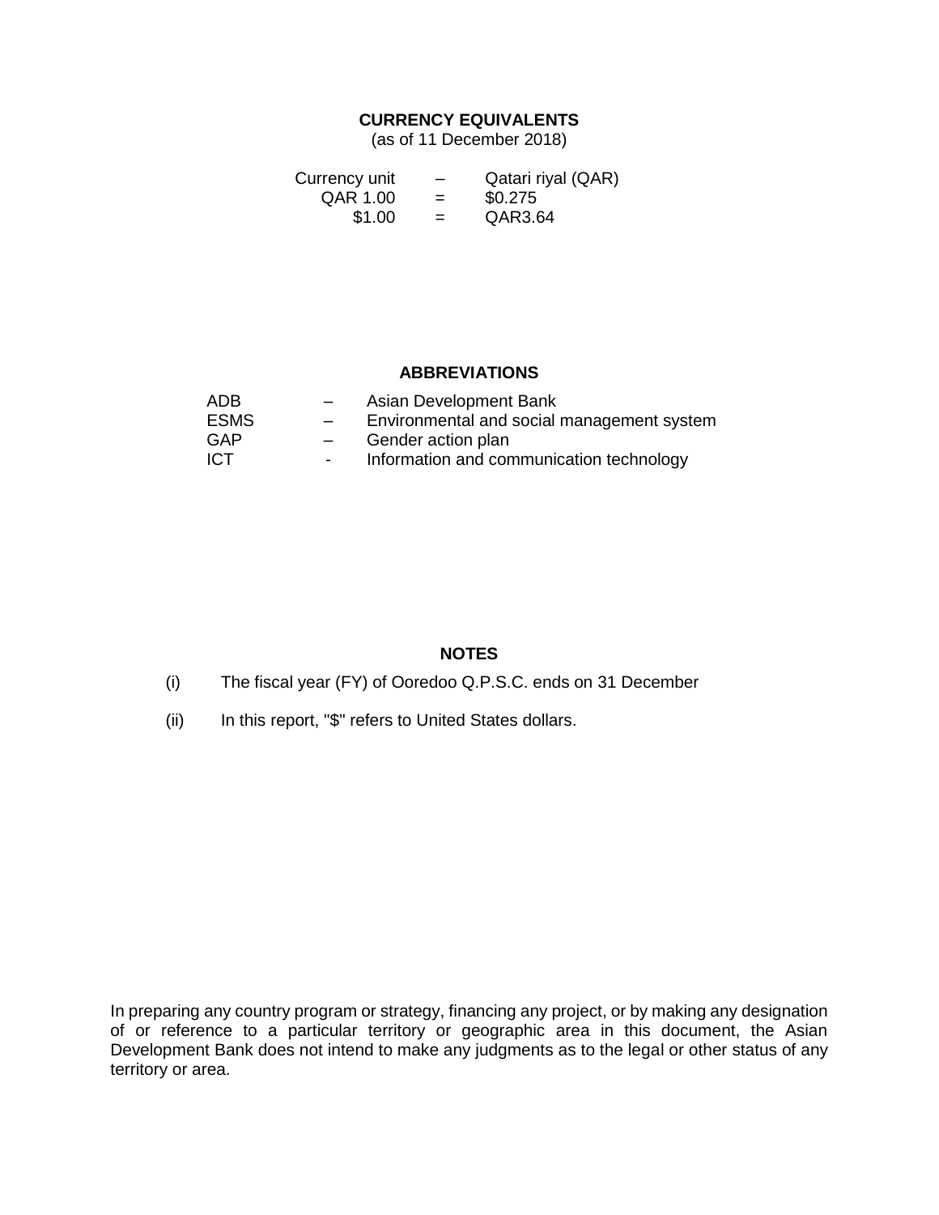## CURRENCY EQUIVALENTS

(as of 11 December 2018)

| | | |
|---|---|---|
| Currency unit | – | Qatari riyal (QAR) |
| QAR 1.00 | = | $0.275 |
| $1.00 | = | QAR3.64 |

## ABBREVIATIONS

| | | |
|---|---|---|
| ADB | – | Asian Development Bank |
| ESMS | – | Environmental and social management system |
| GAP | – | Gender action plan |
| ICT | - | Information and communication technology |

## NOTES

(i) The fiscal year (FY) of Ooredoo Q.P.S.C. ends on 31 December

(ii) In this report, "$" refers to United States dollars.

In preparing any country program or strategy, financing any project, or by making any designation of or reference to a particular territory or geographic area in this document, the Asian Development Bank does not intend to make any judgments as to the legal or other status of any territory or area.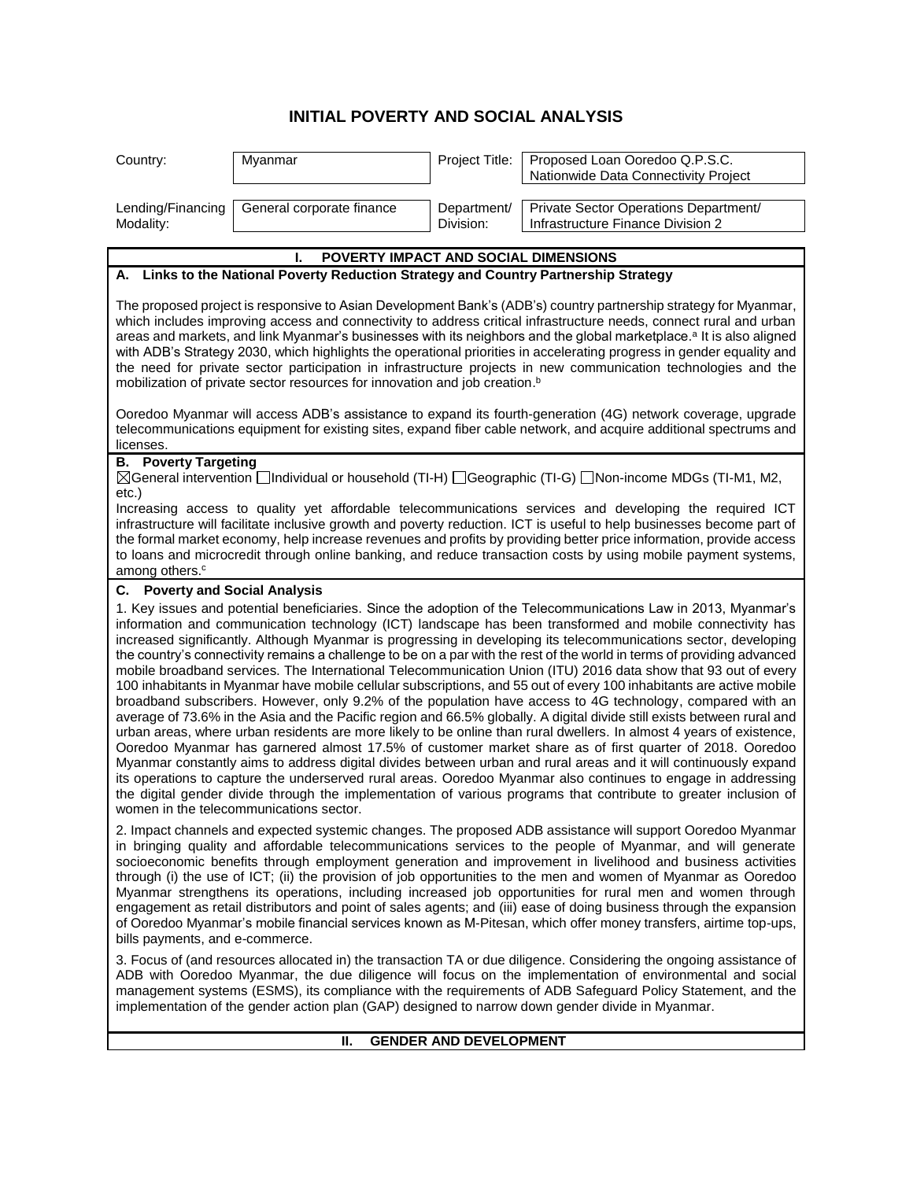# INITIAL POVERTY AND SOCIAL ANALYSIS

| Country: | Myanmar | Project Title: | Proposed Loan Ooredoo Q.P.S.C. Nationwide Data Connectivity Project |
|---|---|---|---|
| Lending/Financing Modality: | General corporate finance | Department/ Division: | Private Sector Operations Department/ Infrastructure Finance Division 2 |

## I. POVERTY IMPACT AND SOCIAL DIMENSIONS

### A. Links to the National Poverty Reduction Strategy and Country Partnership Strategy

The proposed project is responsive to Asian Development Bank's (ADB's) country partnership strategy for Myanmar, which includes improving access and connectivity to address critical infrastructure needs, connect rural and urban areas and markets, and link Myanmar's businesses with its neighbors and the global marketplace.[a] It is also aligned with ADB's Strategy 2030, which highlights the operational priorities in accelerating progress in gender equality and the need for private sector participation in infrastructure projects in new communication technologies and the mobilization of private sector resources for innovation and job creation.[b]

Ooredoo Myanmar will access ADB's assistance to expand its fourth-generation (4G) network coverage, upgrade telecommunications equipment for existing sites, expand fiber cable network, and acquire additional spectrums and licenses.

### B. Poverty Targeting

☒General intervention ☐Individual or household (TI-H) ☐Geographic (TI-G) ☐Non-income MDGs (TI-M1, M2, etc.)

Increasing access to quality yet affordable telecommunications services and developing the required ICT infrastructure will facilitate inclusive growth and poverty reduction. ICT is useful to help businesses become part of the formal market economy, help increase revenues and profits by providing better price information, provide access to loans and microcredit through online banking, and reduce transaction costs by using mobile payment systems, among others.[c]

### C. Poverty and Social Analysis

1. Key issues and potential beneficiaries. Since the adoption of the Telecommunications Law in 2013, Myanmar's information and communication technology (ICT) landscape has been transformed and mobile connectivity has increased significantly. Although Myanmar is progressing in developing its telecommunications sector, developing the country's connectivity remains a challenge to be on a par with the rest of the world in terms of providing advanced mobile broadband services. The International Telecommunication Union (ITU) 2016 data show that 93 out of every 100 inhabitants in Myanmar have mobile cellular subscriptions, and 55 out of every 100 inhabitants are active mobile broadband subscribers. However, only 9.2% of the population have access to 4G technology, compared with an average of 73.6% in the Asia and the Pacific region and 66.5% globally. A digital divide still exists between rural and urban areas, where urban residents are more likely to be online than rural dwellers. In almost 4 years of existence, Ooredoo Myanmar has garnered almost 17.5% of customer market share as of first quarter of 2018. Ooredoo Myanmar constantly aims to address digital divides between urban and rural areas and it will continuously expand its operations to capture the underserved rural areas. Ooredoo Myanmar also continues to engage in addressing the digital gender divide through the implementation of various programs that contribute to greater inclusion of women in the telecommunications sector.

2. Impact channels and expected systemic changes. The proposed ADB assistance will support Ooredoo Myanmar in bringing quality and affordable telecommunications services to the people of Myanmar, and will generate socioeconomic benefits through employment generation and improvement in livelihood and business activities through (i) the use of ICT; (ii) the provision of job opportunities to the men and women of Myanmar as Ooredoo Myanmar strengthens its operations, including increased job opportunities for rural men and women through engagement as retail distributors and point of sales agents; and (iii) ease of doing business through the expansion of Ooredoo Myanmar's mobile financial services known as M-Pitesan, which offer money transfers, airtime top-ups, bills payments, and e-commerce.

3. Focus of (and resources allocated in) the transaction TA or due diligence. Considering the ongoing assistance of ADB with Ooredoo Myanmar, the due diligence will focus on the implementation of environmental and social management systems (ESMS), its compliance with the requirements of ADB Safeguard Policy Statement, and the implementation of the gender action plan (GAP) designed to narrow down gender divide in Myanmar.

## II. GENDER AND DEVELOPMENT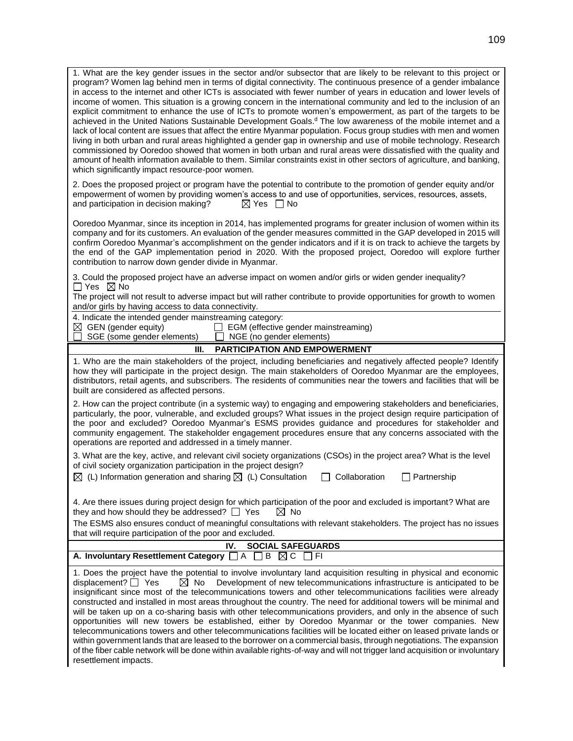1. What are the key gender issues in the sector and/or subsector that are likely to be relevant to this project or program? Women lag behind men in terms of digital connectivity. The continuous presence of a gender imbalance in access to the internet and other ICTs is associated with fewer number of years in education and lower levels of income of women. This situation is a growing concern in the international community and led to the inclusion of an explicit commitment to enhance the use of ICTs to promote women's empowerment, as part of the targets to be achieved in the United Nations Sustainable Development Goals.[d] The low awareness of the mobile internet and a lack of local content are issues that affect the entire Myanmar population. Focus group studies with men and women living in both urban and rural areas highlighted a gender gap in ownership and use of mobile technology. Research commissioned by Ooredoo showed that women in both urban and rural areas were dissatisfied with the quality and amount of health information available to them. Similar constraints exist in other sectors of agriculture, and banking, which significantly impact resource-poor women.

2. Does the proposed project or program have the potential to contribute to the promotion of gender equity and/or empowerment of women by providing women's access to and use of opportunities, services, resources, assets, and participation in decision making? ☒ Yes ☐ No

Ooredoo Myanmar, since its inception in 2014, has implemented programs for greater inclusion of women within its company and for its customers. An evaluation of the gender measures committed in the GAP developed in 2015 will confirm Ooredoo Myanmar's accomplishment on the gender indicators and if it is on track to achieve the targets by the end of the GAP implementation period in 2020. With the proposed project, Ooredoo will explore further contribution to narrow down gender divide in Myanmar.

3. Could the proposed project have an adverse impact on women and/or girls or widen gender inequality? ☐ Yes ☒ No

The project will not result to adverse impact but will rather contribute to provide opportunities for growth to women and/or girls by having access to data connectivity.

4. Indicate the intended gender mainstreaming category:

☒ GEN (gender equity) ☐ EGM (effective gender mainstreaming)
☐ SGE (some gender elements) ☐ NGE (no gender elements)

## III. PARTICIPATION AND EMPOWERMENT

1. Who are the main stakeholders of the project, including beneficiaries and negatively affected people? Identify how they will participate in the project design. The main stakeholders of Ooredoo Myanmar are the employees, distributors, retail agents, and subscribers. The residents of communities near the towers and facilities that will be built are considered as affected persons.

2. How can the project contribute (in a systemic way) to engaging and empowering stakeholders and beneficiaries, particularly, the poor, vulnerable, and excluded groups? What issues in the project design require participation of the poor and excluded? Ooredoo Myanmar's ESMS provides guidance and procedures for stakeholder and community engagement. The stakeholder engagement procedures ensure that any concerns associated with the operations are reported and addressed in a timely manner.

3. What are the key, active, and relevant civil society organizations (CSOs) in the project area? What is the level of civil society organization participation in the project design?

☒ (L) Information generation and sharing ☒ (L) Consultation ☐ Collaboration ☐ Partnership

4. Are there issues during project design for which participation of the poor and excluded is important? What are they and how should they be addressed? ☐ Yes ☒ No

The ESMS also ensures conduct of meaningful consultations with relevant stakeholders. The project has no issues that will require participation of the poor and excluded.

## IV. SOCIAL SAFEGUARDS

**A. Involuntary Resettlement Category** ☐ A ☐ B ☒ C ☐ FI

1. Does the project have the potential to involve involuntary land acquisition resulting in physical and economic displacement? ☐ Yes ☒ No Development of new telecommunications infrastructure is anticipated to be insignificant since most of the telecommunications towers and other telecommunications facilities were already constructed and installed in most areas throughout the country. The need for additional towers will be minimal and will be taken up on a co-sharing basis with other telecommunications providers, and only in the absence of such opportunities will new towers be established, either by Ooredoo Myanmar or the tower companies. New telecommunications towers and other telecommunications facilities will be located either on leased private lands or within government lands that are leased to the borrower on a commercial basis, through negotiations. The expansion of the fiber cable network will be done within available rights-of-way and will not trigger land acquisition or involuntary resettlement impacts.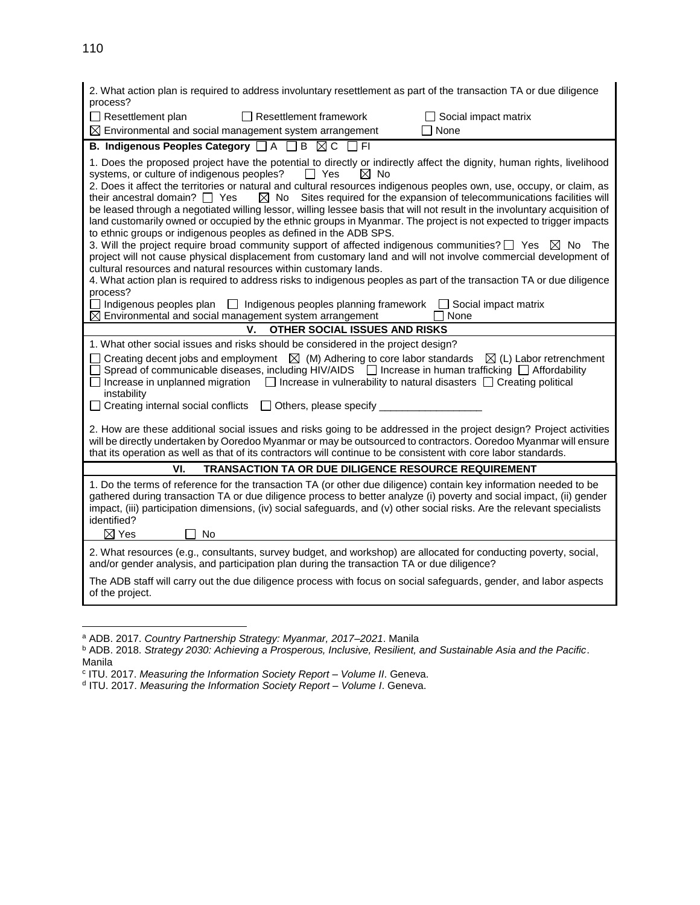2. What action plan is required to address involuntary resettlement as part of the transaction TA or due diligence process?

☐ Resettlement plan ☐ Resettlement framework ☐ Social impact matrix
☒ Environmental and social management system arrangement ☐ None

**B. Indigenous Peoples Category** ☐ A ☐ B ☒ C ☐ FI

1. Does the proposed project have the potential to directly or indirectly affect the dignity, human rights, livelihood systems, or culture of indigenous peoples? ☐ Yes ☒ No

2. Does it affect the territories or natural and cultural resources indigenous peoples own, use, occupy, or claim, as their ancestral domain? ☐ Yes ☒ No Sites required for the expansion of telecommunications facilities will be leased through a negotiated willing lessor, willing lessee basis that will not result in the involuntary acquisition of land customarily owned or occupied by the ethnic groups in Myanmar. The project is not expected to trigger impacts to ethnic groups or indigenous peoples as defined in the ADB SPS.

3. Will the project require broad community support of affected indigenous communities? ☐ Yes ☒ No The project will not cause physical displacement from customary land and will not involve commercial development of cultural resources and natural resources within customary lands.

4. What action plan is required to address risks to indigenous peoples as part of the transaction TA or due diligence process?

☐ Indigenous peoples plan ☐ Indigenous peoples planning framework ☐ Social impact matrix
☒ Environmental and social management system arrangement ☐ None

## V. OTHER SOCIAL ISSUES AND RISKS

1. What other social issues and risks should be considered in the project design?

☐ Creating decent jobs and employment ☒ (M) Adhering to core labor standards ☒ (L) Labor retrenchment
☐ Spread of communicable diseases, including HIV/AIDS ☐ Increase in human trafficking ☐ Affordability
☐ Increase in unplanned migration ☐ Increase in vulnerability to natural disasters ☐ Creating political instability
☐ Creating internal social conflicts ☐ Others, please specify __________________

2. How are these additional social issues and risks going to be addressed in the project design? Project activities will be directly undertaken by Ooredoo Myanmar or may be outsourced to contractors. Ooredoo Myanmar will ensure that its operation as well as that of its contractors will continue to be consistent with core labor standards.

## VI. TRANSACTION TA OR DUE DILIGENCE RESOURCE REQUIREMENT

1. Do the terms of reference for the transaction TA (or other due diligence) contain key information needed to be gathered during transaction TA or due diligence process to better analyze (i) poverty and social impact, (ii) gender impact, (iii) participation dimensions, (iv) social safeguards, and (v) other social risks. Are the relevant specialists identified?

☒ Yes ☐ No

2. What resources (e.g., consultants, survey budget, and workshop) are allocated for conducting poverty, social, and/or gender analysis, and participation plan during the transaction TA or due diligence?

The ADB staff will carry out the due diligence process with focus on social safeguards, gender, and labor aspects of the project.

---

[a] ADB. 2017. *Country Partnership Strategy: Myanmar, 2017–2021*. Manila

[b] ADB. 2018. *Strategy 2030: Achieving a Prosperous, Inclusive, Resilient, and Sustainable Asia and the Pacific*. Manila

[c] ITU. 2017. *Measuring the Information Society Report – Volume II*. Geneva.

[d] ITU. 2017. *Measuring the Information Society Report – Volume I*. Geneva.